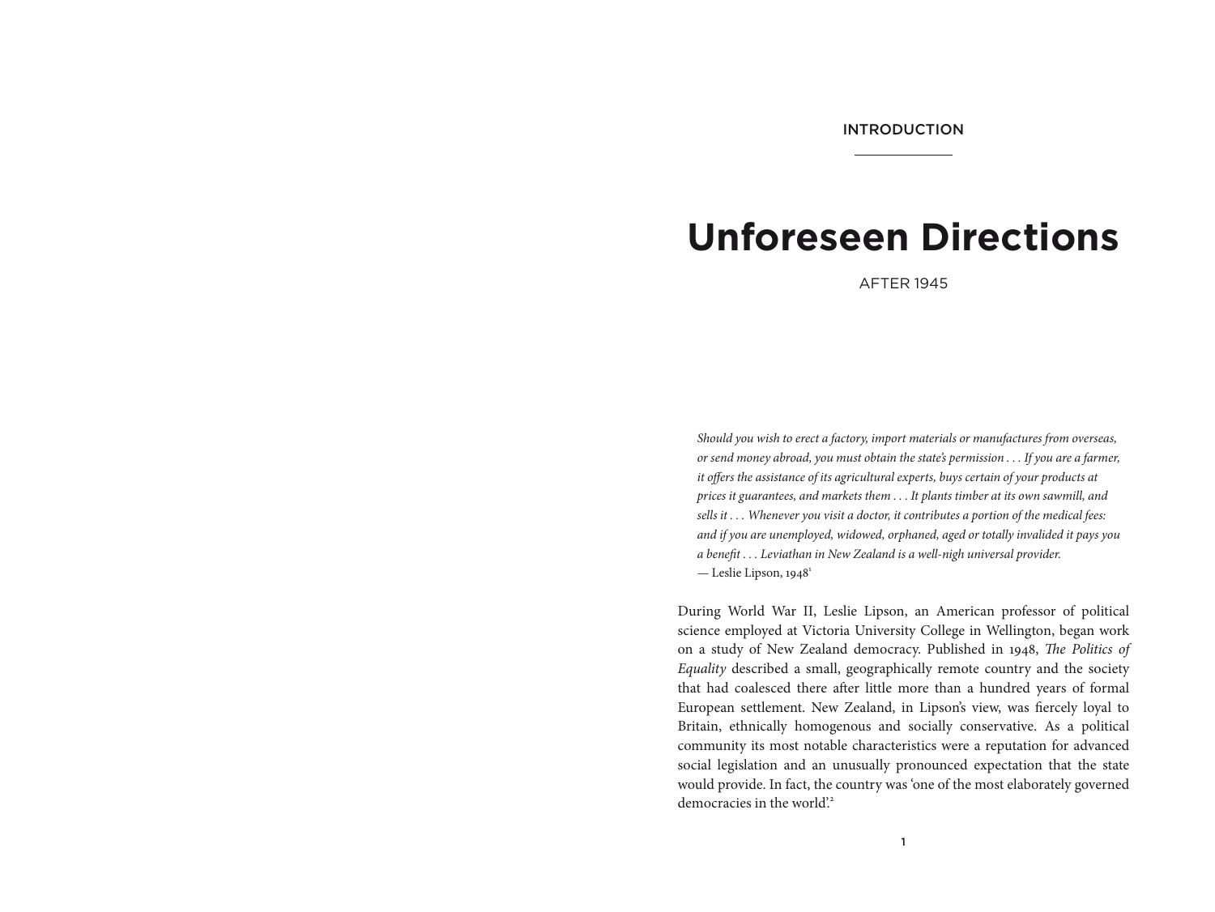INTRODUCTION

# Unforeseen Directions

AFTER 1945

*Should you wish to erect a factory, import materials or manufactures from overseas, or send money abroad, you must obtain the state's permission . . . If you are a farmer, it offers the assistance of its agricultural experts, buys certain of your products at prices it guarantees, and markets them . . . It plants timber at its own sawmill, and sells it . . . Whenever you visit a doctor, it contributes a portion of the medical fees: and if you are unemployed, widowed, orphaned, aged or totally invalided it pays you a benefit . . . Leviathan in New Zealand is a well-nigh universal provider.*
— Leslie Lipson, 1948[1]

During World War II, Leslie Lipson, an American professor of political science employed at Victoria University College in Wellington, began work on a study of New Zealand democracy. Published in 1948, *The Politics of Equality* described a small, geographically remote country and the society that had coalesced there after little more than a hundred years of formal European settlement. New Zealand, in Lipson's view, was fiercely loyal to Britain, ethnically homogenous and socially conservative. As a political community its most notable characteristics were a reputation for advanced social legislation and an unusually pronounced expectation that the state would provide. In fact, the country was 'one of the most elaborately governed democracies in the world'.[2]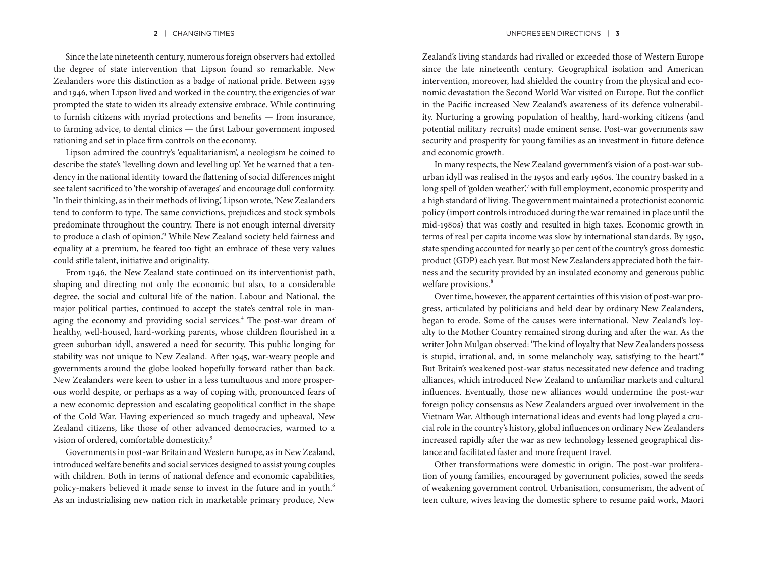Since the late nineteenth century, numerous foreign observers had extolled the degree of state intervention that Lipson found so remarkable. New Zealanders wore this distinction as a badge of national pride. Between 1939 and 1946, when Lipson lived and worked in the country, the exigencies of war prompted the state to widen its already extensive embrace. While continuing to furnish citizens with myriad protections and benefits — from insurance, to farming advice, to dental clinics — the first Labour government imposed rationing and set in place firm controls on the economy.

Lipson admired the country's 'equalitarianism', a neologism he coined to describe the state's 'levelling down and levelling up'. Yet he warned that a tendency in the national identity toward the flattening of social differences might see talent sacrificed to 'the worship of averages' and encourage dull conformity. 'In their thinking, as in their methods of living,' Lipson wrote, 'New Zealanders tend to conform to type. The same convictions, prejudices and stock symbols predominate throughout the country. There is not enough internal diversity to produce a clash of opinion.'[3] While New Zealand society held fairness and equality at a premium, he feared too tight an embrace of these very values could stifle talent, initiative and originality.

From 1946, the New Zealand state continued on its interventionist path, shaping and directing not only the economic but also, to a considerable degree, the social and cultural life of the nation. Labour and National, the major political parties, continued to accept the state's central role in managing the economy and providing social services.[4] The post-war dream of healthy, well-housed, hard-working parents, whose children flourished in a green suburban idyll, answered a need for security. This public longing for stability was not unique to New Zealand. After 1945, war-weary people and governments around the globe looked hopefully forward rather than back. New Zealanders were keen to usher in a less tumultuous and more prosperous world despite, or perhaps as a way of coping with, pronounced fears of a new economic depression and escalating geopolitical conflict in the shape of the Cold War. Having experienced so much tragedy and upheaval, New Zealand citizens, like those of other advanced democracies, warmed to a vision of ordered, comfortable domesticity.[5]

Governments in post-war Britain and Western Europe, as in New Zealand, introduced welfare benefits and social services designed to assist young couples with children. Both in terms of national defence and economic capabilities, policy-makers believed it made sense to invest in the future and in youth.[6] As an industrialising new nation rich in marketable primary produce, New Zealand's living standards had rivalled or exceeded those of Western Europe since the late nineteenth century. Geographical isolation and American intervention, moreover, had shielded the country from the physical and economic devastation the Second World War visited on Europe. But the conflict in the Pacific increased New Zealand's awareness of its defence vulnerability. Nurturing a growing population of healthy, hard-working citizens (and potential military recruits) made eminent sense. Post-war governments saw security and prosperity for young families as an investment in future defence and economic growth.

In many respects, the New Zealand government's vision of a post-war suburban idyll was realised in the 1950s and early 1960s. The country basked in a long spell of 'golden weather',[7] with full employment, economic prosperity and a high standard of living. The government maintained a protectionist economic policy (import controls introduced during the war remained in place until the mid-1980s) that was costly and resulted in high taxes. Economic growth in terms of real per capita income was slow by international standards. By 1950, state spending accounted for nearly 30 per cent of the country's gross domestic product (GDP) each year. But most New Zealanders appreciated both the fairness and the security provided by an insulated economy and generous public welfare provisions.[8]

Over time, however, the apparent certainties of this vision of post-war progress, articulated by politicians and held dear by ordinary New Zealanders, began to erode. Some of the causes were international. New Zealand's loyalty to the Mother Country remained strong during and after the war. As the writer John Mulgan observed: 'The kind of loyalty that New Zealanders possess is stupid, irrational, and, in some melancholy way, satisfying to the heart.'[9] But Britain's weakened post-war status necessitated new defence and trading alliances, which introduced New Zealand to unfamiliar markets and cultural influences. Eventually, those new alliances would undermine the post-war foreign policy consensus as New Zealanders argued over involvement in the Vietnam War. Although international ideas and events had long played a crucial role in the country's history, global influences on ordinary New Zealanders increased rapidly after the war as new technology lessened geographical distance and facilitated faster and more frequent travel.

Other transformations were domestic in origin. The post-war proliferation of young families, encouraged by government policies, sowed the seeds of weakening government control. Urbanisation, consumerism, the advent of teen culture, wives leaving the domestic sphere to resume paid work, Maori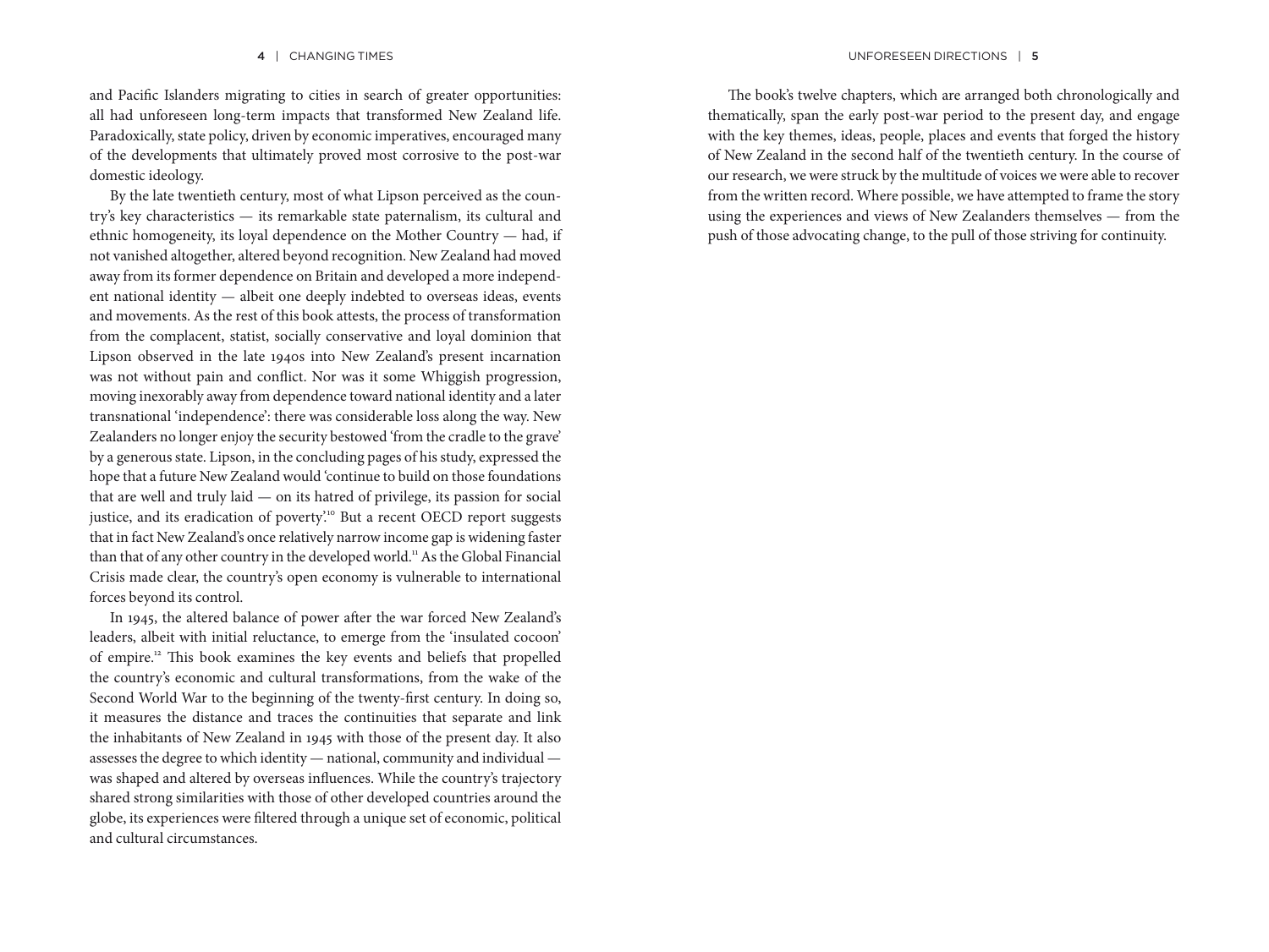and Pacific Islanders migrating to cities in search of greater opportunities: all had unforeseen long-term impacts that transformed New Zealand life. Paradoxically, state policy, driven by economic imperatives, encouraged many of the developments that ultimately proved most corrosive to the post-war domestic ideology.

By the late twentieth century, most of what Lipson perceived as the country's key characteristics — its remarkable state paternalism, its cultural and ethnic homogeneity, its loyal dependence on the Mother Country — had, if not vanished altogether, altered beyond recognition. New Zealand had moved away from its former dependence on Britain and developed a more independent national identity — albeit one deeply indebted to overseas ideas, events and movements. As the rest of this book attests, the process of transformation from the complacent, statist, socially conservative and loyal dominion that Lipson observed in the late 1940s into New Zealand's present incarnation was not without pain and conflict. Nor was it some Whiggish progression, moving inexorably away from dependence toward national identity and a later transnational 'independence': there was considerable loss along the way. New Zealanders no longer enjoy the security bestowed 'from the cradle to the grave' by a generous state. Lipson, in the concluding pages of his study, expressed the hope that a future New Zealand would 'continue to build on those foundations that are well and truly laid — on its hatred of privilege, its passion for social justice, and its eradication of poverty'.[10] But a recent OECD report suggests that in fact New Zealand's once relatively narrow income gap is widening faster than that of any other country in the developed world.[11] As the Global Financial Crisis made clear, the country's open economy is vulnerable to international forces beyond its control.

In 1945, the altered balance of power after the war forced New Zealand's leaders, albeit with initial reluctance, to emerge from the 'insulated cocoon' of empire.[12] This book examines the key events and beliefs that propelled the country's economic and cultural transformations, from the wake of the Second World War to the beginning of the twenty-first century. In doing so, it measures the distance and traces the continuities that separate and link the inhabitants of New Zealand in 1945 with those of the present day. It also assesses the degree to which identity — national, community and individual — was shaped and altered by overseas influences. While the country's trajectory shared strong similarities with those of other developed countries around the globe, its experiences were filtered through a unique set of economic, political and cultural circumstances.

The book's twelve chapters, which are arranged both chronologically and thematically, span the early post-war period to the present day, and engage with the key themes, ideas, people, places and events that forged the history of New Zealand in the second half of the twentieth century. In the course of our research, we were struck by the multitude of voices we were able to recover from the written record. Where possible, we have attempted to frame the story using the experiences and views of New Zealanders themselves — from the push of those advocating change, to the pull of those striving for continuity.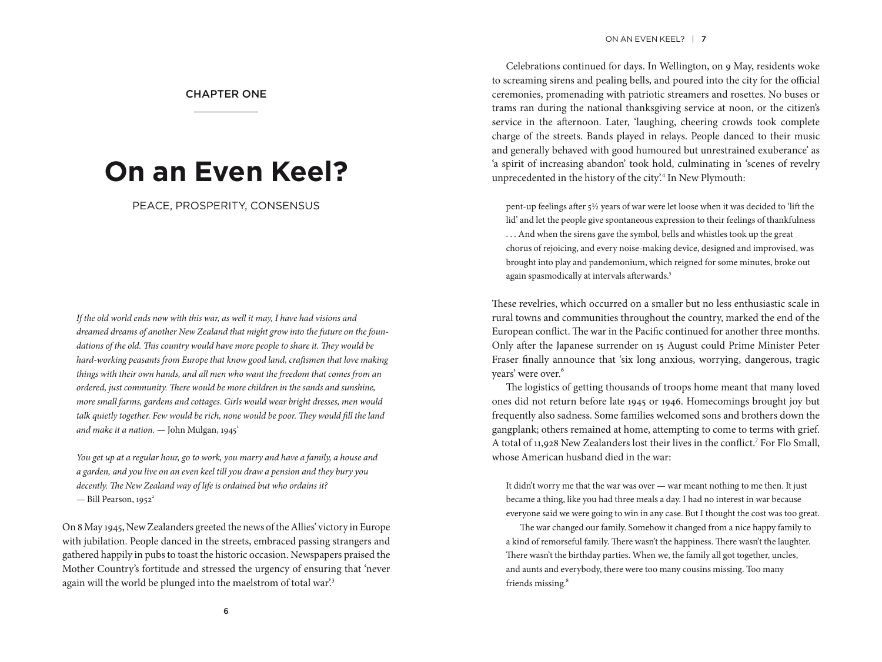CHAPTER ONE

# On an Even Keel?

PEACE, PROSPERITY, CONSENSUS

*If the old world ends now with this war, as well it may, I have had visions and dreamed dreams of another New Zealand that might grow into the future on the foundations of the old. This country would have more people to share it. They would be hard-working peasants from Europe that know good land, craftsmen that love making things with their own hands, and all men who want the freedom that comes from an ordered, just community. There would be more children in the sands and sunshine, more small farms, gardens and cottages. Girls would wear bright dresses, men would talk quietly together. Few would be rich, none would be poor. They would fill the land and make it a nation.* — John Mulgan, 1945[1]

*You get up at a regular hour, go to work, you marry and have a family, a house and a garden, and you live on an even keel till you draw a pension and they bury you decently. The New Zealand way of life is ordained but who ordains it?* — Bill Pearson, 1952[2]

On 8 May 1945, New Zealanders greeted the news of the Allies' victory in Europe with jubilation. People danced in the streets, embraced passing strangers and gathered happily in pubs to toast the historic occasion. Newspapers praised the Mother Country's fortitude and stressed the urgency of ensuring that 'never again will the world be plunged into the maelstrom of total war'.[3]

Celebrations continued for days. In Wellington, on 9 May, residents woke to screaming sirens and pealing bells, and poured into the city for the official ceremonies, promenading with patriotic streamers and rosettes. No buses or trams ran during the national thanksgiving service at noon, or the citizen's service in the afternoon. Later, 'laughing, cheering crowds took complete charge of the streets. Bands played in relays. People danced to their music and generally behaved with good humoured but unrestrained exuberance' as 'a spirit of increasing abandon' took hold, culminating in 'scenes of revelry unprecedented in the history of the city'.[4] In New Plymouth:

> pent-up feelings after 5½ years of war were let loose when it was decided to 'lift the lid' and let the people give spontaneous expression to their feelings of thankfulness . . . And when the sirens gave the symbol, bells and whistles took up the great chorus of rejoicing, and every noise-making device, designed and improvised, was brought into play and pandemonium, which reigned for some minutes, broke out again spasmodically at intervals afterwards.[5]

These revelries, which occurred on a smaller but no less enthusiastic scale in rural towns and communities throughout the country, marked the end of the European conflict. The war in the Pacific continued for another three months. Only after the Japanese surrender on 15 August could Prime Minister Peter Fraser finally announce that 'six long anxious, worrying, dangerous, tragic years' were over.[6]

The logistics of getting thousands of troops home meant that many loved ones did not return before late 1945 or 1946. Homecomings brought joy but frequently also sadness. Some families welcomed sons and brothers down the gangplank; others remained at home, attempting to come to terms with grief. A total of 11,928 New Zealanders lost their lives in the conflict.[7] For Flo Small, whose American husband died in the war:

> It didn't worry me that the war was over — war meant nothing to me then. It just became a thing, like you had three meals a day. I had no interest in war because everyone said we were going to win in any case. But I thought the cost was too great.
>
> The war changed our family. Somehow it changed from a nice happy family to a kind of remorseful family. There wasn't the happiness. There wasn't the laughter. There wasn't the birthday parties. When we, the family all got together, uncles, and aunts and everybody, there were too many cousins missing. Too many friends missing.[8]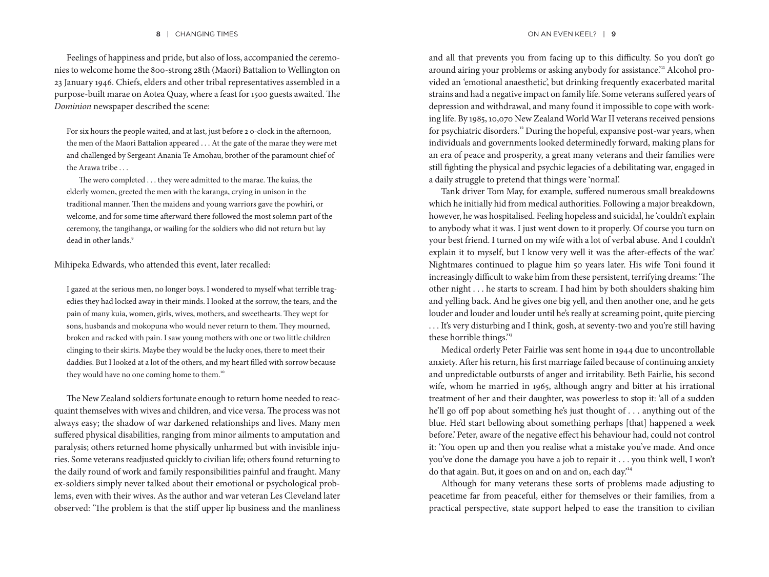Feelings of happiness and pride, but also of loss, accompanied the ceremonies to welcome home the 800-strong 28th (Maori) Battalion to Wellington on 23 January 1946. Chiefs, elders and other tribal representatives assembled in a purpose-built marae on Aotea Quay, where a feast for 1500 guests awaited. The *Dominion* newspaper described the scene:

> For six hours the people waited, and at last, just before 2 o-clock in the afternoon, the men of the Maori Battalion appeared . . . At the gate of the marae they were met and challenged by Sergeant Anania Te Amohau, brother of the paramount chief of the Arawa tribe . . .
>
> The wero completed . . . they were admitted to the marae. The kuias, the elderly women, greeted the men with the karanga, crying in unison in the traditional manner. Then the maidens and young warriors gave the powhiri, or welcome, and for some time afterward there followed the most solemn part of the ceremony, the tangihanga, or wailing for the soldiers who did not return but lay dead in other lands.[9]

Mihipeka Edwards, who attended this event, later recalled:

> I gazed at the serious men, no longer boys. I wondered to myself what terrible tragedies they had locked away in their minds. I looked at the sorrow, the tears, and the pain of many kuia, women, girls, wives, mothers, and sweethearts. They wept for sons, husbands and mokopuna who would never return to them. They mourned, broken and racked with pain. I saw young mothers with one or two little children clinging to their skirts. Maybe they would be the lucky ones, there to meet their daddies. But I looked at a lot of the others, and my heart filled with sorrow because they would have no one coming home to them.[10]

The New Zealand soldiers fortunate enough to return home needed to reacquaint themselves with wives and children, and vice versa. The process was not always easy; the shadow of war darkened relationships and lives. Many men suffered physical disabilities, ranging from minor ailments to amputation and paralysis; others returned home physically unharmed but with invisible injuries. Some veterans readjusted quickly to civilian life; others found returning to the daily round of work and family responsibilities painful and fraught. Many ex-soldiers simply never talked about their emotional or psychological problems, even with their wives. As the author and war veteran Les Cleveland later observed: 'The problem is that the stiff upper lip business and the manliness and all that prevents you from facing up to this difficulty. So you don't go around airing your problems or asking anybody for assistance.'[11] Alcohol provided an 'emotional anaesthetic', but drinking frequently exacerbated marital strains and had a negative impact on family life. Some veterans suffered years of depression and withdrawal, and many found it impossible to cope with working life. By 1985, 10,070 New Zealand World War II veterans received pensions for psychiatric disorders.[12] During the hopeful, expansive post-war years, when individuals and governments looked determinedly forward, making plans for an era of peace and prosperity, a great many veterans and their families were still fighting the physical and psychic legacies of a debilitating war, engaged in a daily struggle to pretend that things were 'normal'.

Tank driver Tom May, for example, suffered numerous small breakdowns which he initially hid from medical authorities. Following a major breakdown, however, he was hospitalised. Feeling hopeless and suicidal, he 'couldn't explain to anybody what it was. I just went down to it properly. Of course you turn on your best friend. I turned on my wife with a lot of verbal abuse. And I couldn't explain it to myself, but I know very well it was the after-effects of the war.' Nightmares continued to plague him 50 years later. His wife Toni found it increasingly difficult to wake him from these persistent, terrifying dreams: 'The other night . . . he starts to scream. I had him by both shoulders shaking him and yelling back. And he gives one big yell, and then another one, and he gets louder and louder and louder until he's really at screaming point, quite piercing . . . It's very disturbing and I think, gosh, at seventy-two and you're still having these horrible things.'[13]

Medical orderly Peter Fairlie was sent home in 1944 due to uncontrollable anxiety. After his return, his first marriage failed because of continuing anxiety and unpredictable outbursts of anger and irritability. Beth Fairlie, his second wife, whom he married in 1965, although angry and bitter at his irrational treatment of her and their daughter, was powerless to stop it: 'all of a sudden he'll go off pop about something he's just thought of . . . anything out of the blue. He'd start bellowing about something perhaps [that] happened a week before.' Peter, aware of the negative effect his behaviour had, could not control it: 'You open up and then you realise what a mistake you've made. And once you've done the damage you have a job to repair it . . . you think well, I won't do that again. But, it goes on and on and on, each day.'[14]

Although for many veterans these sorts of problems made adjusting to peacetime far from peaceful, either for themselves or their families, from a practical perspective, state support helped to ease the transition to civilian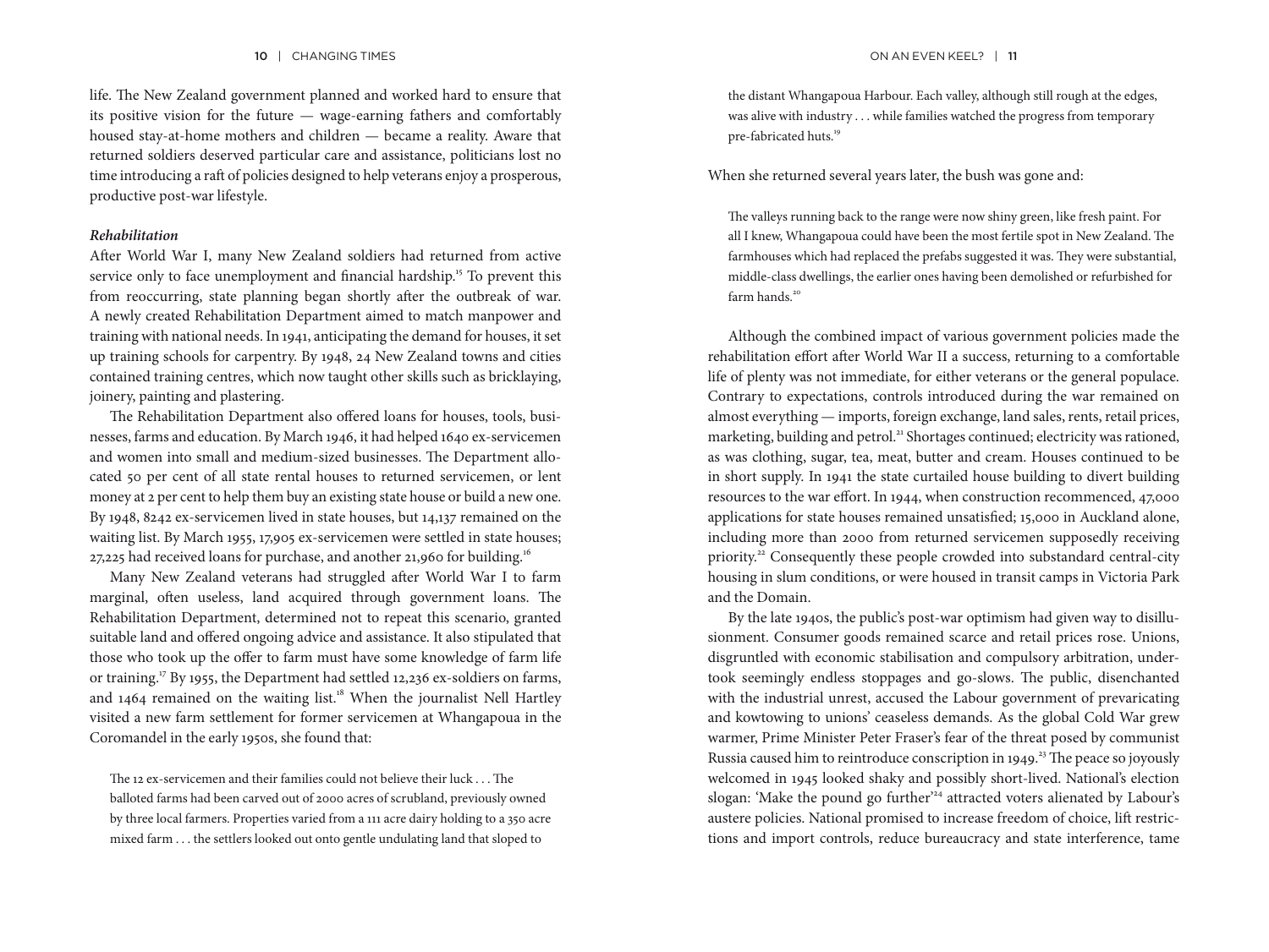life. The New Zealand government planned and worked hard to ensure that its positive vision for the future — wage-earning fathers and comfortably housed stay-at-home mothers and children — became a reality. Aware that returned soldiers deserved particular care and assistance, politicians lost no time introducing a raft of policies designed to help veterans enjoy a prosperous, productive post-war lifestyle.

***Rehabilitation***

After World War I, many New Zealand soldiers had returned from active service only to face unemployment and financial hardship.[15] To prevent this from reoccurring, state planning began shortly after the outbreak of war. A newly created Rehabilitation Department aimed to match manpower and training with national needs. In 1941, anticipating the demand for houses, it set up training schools for carpentry. By 1948, 24 New Zealand towns and cities contained training centres, which now taught other skills such as bricklaying, joinery, painting and plastering.

The Rehabilitation Department also offered loans for houses, tools, businesses, farms and education. By March 1946, it had helped 1640 ex-servicemen and women into small and medium-sized businesses. The Department allocated 50 per cent of all state rental houses to returned servicemen, or lent money at 2 per cent to help them buy an existing state house or build a new one. By 1948, 8242 ex-servicemen lived in state houses, but 14,137 remained on the waiting list. By March 1955, 17,905 ex-servicemen were settled in state houses; 27,225 had received loans for purchase, and another 21,960 for building.[16]

Many New Zealand veterans had struggled after World War I to farm marginal, often useless, land acquired through government loans. The Rehabilitation Department, determined not to repeat this scenario, granted suitable land and offered ongoing advice and assistance. It also stipulated that those who took up the offer to farm must have some knowledge of farm life or training.[17] By 1955, the Department had settled 12,236 ex-soldiers on farms, and 1464 remained on the waiting list.[18] When the journalist Nell Hartley visited a new farm settlement for former servicemen at Whangapoua in the Coromandel in the early 1950s, she found that:

> The 12 ex-servicemen and their families could not believe their luck . . . The balloted farms had been carved out of 2000 acres of scrubland, previously owned by three local farmers. Properties varied from a 111 acre dairy holding to a 350 acre mixed farm . . . the settlers looked out onto gentle undulating land that sloped to the distant Whangapoua Harbour. Each valley, although still rough at the edges, was alive with industry . . . while families watched the progress from temporary pre-fabricated huts.[19]

When she returned several years later, the bush was gone and:

> The valleys running back to the range were now shiny green, like fresh paint. For all I knew, Whangapoua could have been the most fertile spot in New Zealand. The farmhouses which had replaced the prefabs suggested it was. They were substantial, middle-class dwellings, the earlier ones having been demolished or refurbished for farm hands.[20]

Although the combined impact of various government policies made the rehabilitation effort after World War II a success, returning to a comfortable life of plenty was not immediate, for either veterans or the general populace. Contrary to expectations, controls introduced during the war remained on almost everything — imports, foreign exchange, land sales, rents, retail prices, marketing, building and petrol.[21] Shortages continued; electricity was rationed, as was clothing, sugar, tea, meat, butter and cream. Houses continued to be in short supply. In 1941 the state curtailed house building to divert building resources to the war effort. In 1944, when construction recommenced, 47,000 applications for state houses remained unsatisfied; 15,000 in Auckland alone, including more than 2000 from returned servicemen supposedly receiving priority.[22] Consequently these people crowded into substandard central-city housing in slum conditions, or were housed in transit camps in Victoria Park and the Domain.

By the late 1940s, the public's post-war optimism had given way to disillusionment. Consumer goods remained scarce and retail prices rose. Unions, disgruntled with economic stabilisation and compulsory arbitration, undertook seemingly endless stoppages and go-slows. The public, disenchanted with the industrial unrest, accused the Labour government of prevaricating and kowtowing to unions' ceaseless demands. As the global Cold War grew warmer, Prime Minister Peter Fraser's fear of the threat posed by communist Russia caused him to reintroduce conscription in 1949.[23] The peace so joyously welcomed in 1945 looked shaky and possibly short-lived. National's election slogan: 'Make the pound go further'[24] attracted voters alienated by Labour's austere policies. National promised to increase freedom of choice, lift restrictions and import controls, reduce bureaucracy and state interference, tame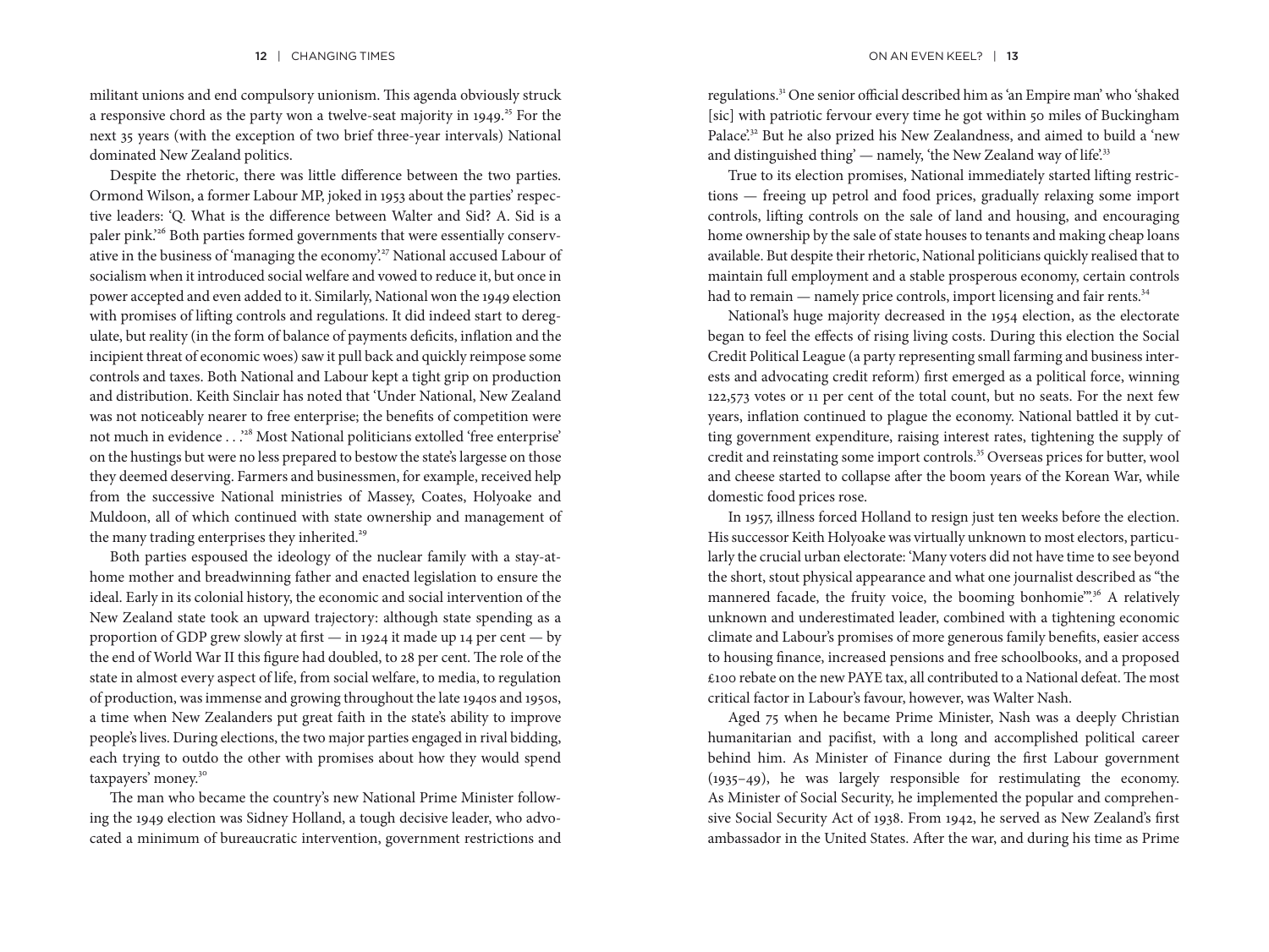militant unions and end compulsory unionism. This agenda obviously struck a responsive chord as the party won a twelve-seat majority in 1949.[25] For the next 35 years (with the exception of two brief three-year intervals) National dominated New Zealand politics.

Despite the rhetoric, there was little difference between the two parties. Ormond Wilson, a former Labour MP, joked in 1953 about the parties' respective leaders: 'Q. What is the difference between Walter and Sid? A. Sid is a paler pink.'[26] Both parties formed governments that were essentially conservative in the business of 'managing the economy'.[27] National accused Labour of socialism when it introduced social welfare and vowed to reduce it, but once in power accepted and even added to it. Similarly, National won the 1949 election with promises of lifting controls and regulations. It did indeed start to deregulate, but reality (in the form of balance of payments deficits, inflation and the incipient threat of economic woes) saw it pull back and quickly reimpose some controls and taxes. Both National and Labour kept a tight grip on production and distribution. Keith Sinclair has noted that 'Under National, New Zealand was not noticeably nearer to free enterprise; the benefits of competition were not much in evidence . . .'[28] Most National politicians extolled 'free enterprise' on the hustings but were no less prepared to bestow the state's largesse on those they deemed deserving. Farmers and businessmen, for example, received help from the successive National ministries of Massey, Coates, Holyoake and Muldoon, all of which continued with state ownership and management of the many trading enterprises they inherited.[29]

Both parties espoused the ideology of the nuclear family with a stay-at-home mother and breadwinning father and enacted legislation to ensure the ideal. Early in its colonial history, the economic and social intervention of the New Zealand state took an upward trajectory: although state spending as a proportion of GDP grew slowly at first — in 1924 it made up 14 per cent — by the end of World War II this figure had doubled, to 28 per cent. The role of the state in almost every aspect of life, from social welfare, to media, to regulation of production, was immense and growing throughout the late 1940s and 1950s, a time when New Zealanders put great faith in the state's ability to improve people's lives. During elections, the two major parties engaged in rival bidding, each trying to outdo the other with promises about how they would spend taxpayers' money.[30]

The man who became the country's new National Prime Minister following the 1949 election was Sidney Holland, a tough decisive leader, who advocated a minimum of bureaucratic intervention, government restrictions and regulations.[31] One senior official described him as 'an Empire man' who 'shaked [sic] with patriotic fervour every time he got within 50 miles of Buckingham Palace'.[32] But he also prized his New Zealandness, and aimed to build a 'new and distinguished thing' — namely, 'the New Zealand way of life'.[33]

True to its election promises, National immediately started lifting restrictions — freeing up petrol and food prices, gradually relaxing some import controls, lifting controls on the sale of land and housing, and encouraging home ownership by the sale of state houses to tenants and making cheap loans available. But despite their rhetoric, National politicians quickly realised that to maintain full employment and a stable prosperous economy, certain controls had to remain — namely price controls, import licensing and fair rents.[34]

National's huge majority decreased in the 1954 election, as the electorate began to feel the effects of rising living costs. During this election the Social Credit Political League (a party representing small farming and business interests and advocating credit reform) first emerged as a political force, winning 122,573 votes or 11 per cent of the total count, but no seats. For the next few years, inflation continued to plague the economy. National battled it by cutting government expenditure, raising interest rates, tightening the supply of credit and reinstating some import controls.[35] Overseas prices for butter, wool and cheese started to collapse after the boom years of the Korean War, while domestic food prices rose.

In 1957, illness forced Holland to resign just ten weeks before the election. His successor Keith Holyoake was virtually unknown to most electors, particularly the crucial urban electorate: 'Many voters did not have time to see beyond the short, stout physical appearance and what one journalist described as "the mannered facade, the fruity voice, the booming bonhomie".'[36] A relatively unknown and underestimated leader, combined with a tightening economic climate and Labour's promises of more generous family benefits, easier access to housing finance, increased pensions and free schoolbooks, and a proposed £100 rebate on the new PAYE tax, all contributed to a National defeat. The most critical factor in Labour's favour, however, was Walter Nash.

Aged 75 when he became Prime Minister, Nash was a deeply Christian humanitarian and pacifist, with a long and accomplished political career behind him. As Minister of Finance during the first Labour government (1935–49), he was largely responsible for restimulating the economy. As Minister of Social Security, he implemented the popular and comprehensive Social Security Act of 1938. From 1942, he served as New Zealand's first ambassador in the United States. After the war, and during his time as Prime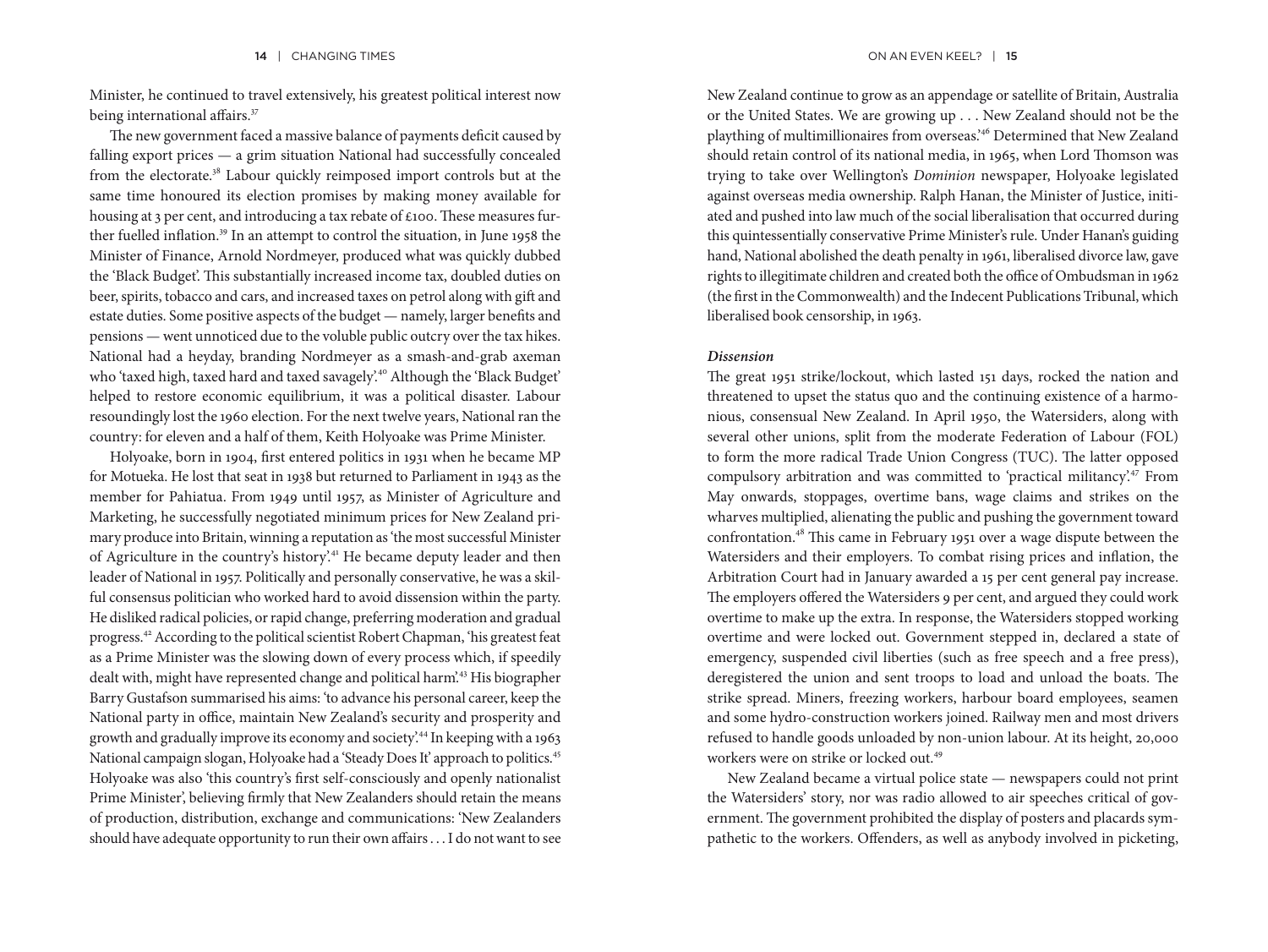Minister, he continued to travel extensively, his greatest political interest now being international affairs.[37]

The new government faced a massive balance of payments deficit caused by falling export prices — a grim situation National had successfully concealed from the electorate.[38] Labour quickly reimposed import controls but at the same time honoured its election promises by making money available for housing at 3 per cent, and introducing a tax rebate of £100. These measures further fuelled inflation.[39] In an attempt to control the situation, in June 1958 the Minister of Finance, Arnold Nordmeyer, produced what was quickly dubbed the 'Black Budget'. This substantially increased income tax, doubled duties on beer, spirits, tobacco and cars, and increased taxes on petrol along with gift and estate duties. Some positive aspects of the budget — namely, larger benefits and pensions — went unnoticed due to the voluble public outcry over the tax hikes. National had a heyday, branding Nordmeyer as a smash-and-grab axeman who 'taxed high, taxed hard and taxed savagely'.[40] Although the 'Black Budget' helped to restore economic equilibrium, it was a political disaster. Labour resoundingly lost the 1960 election. For the next twelve years, National ran the country: for eleven and a half of them, Keith Holyoake was Prime Minister.

Holyoake, born in 1904, first entered politics in 1931 when he became MP for Motueka. He lost that seat in 1938 but returned to Parliament in 1943 as the member for Pahiatua. From 1949 until 1957, as Minister of Agriculture and Marketing, he successfully negotiated minimum prices for New Zealand primary produce into Britain, winning a reputation as 'the most successful Minister of Agriculture in the country's history'.[41] He became deputy leader and then leader of National in 1957. Politically and personally conservative, he was a skilful consensus politician who worked hard to avoid dissension within the party. He disliked radical policies, or rapid change, preferring moderation and gradual progress.[42] According to the political scientist Robert Chapman, 'his greatest feat as a Prime Minister was the slowing down of every process which, if speedily dealt with, might have represented change and political harm'.[43] His biographer Barry Gustafson summarised his aims: 'to advance his personal career, keep the National party in office, maintain New Zealand's security and prosperity and growth and gradually improve its economy and society'.[44] In keeping with a 1963 National campaign slogan, Holyoake had a 'Steady Does It' approach to politics.[45] Holyoake was also 'this country's first self-consciously and openly nationalist Prime Minister', believing firmly that New Zealanders should retain the means of production, distribution, exchange and communications: 'New Zealanders should have adequate opportunity to run their own affairs . . . I do not want to see New Zealand continue to grow as an appendage or satellite of Britain, Australia or the United States. We are growing up . . . New Zealand should not be the plaything of multimillionaires from overseas.'[46] Determined that New Zealand should retain control of its national media, in 1965, when Lord Thomson was trying to take over Wellington's *Dominion* newspaper, Holyoake legislated against overseas media ownership. Ralph Hanan, the Minister of Justice, initiated and pushed into law much of the social liberalisation that occurred during this quintessentially conservative Prime Minister's rule. Under Hanan's guiding hand, National abolished the death penalty in 1961, liberalised divorce law, gave rights to illegitimate children and created both the office of Ombudsman in 1962 (the first in the Commonwealth) and the Indecent Publications Tribunal, which liberalised book censorship, in 1963.

### *Dissension*

The great 1951 strike/lockout, which lasted 151 days, rocked the nation and threatened to upset the status quo and the continuing existence of a harmonious, consensual New Zealand. In April 1950, the Watersiders, along with several other unions, split from the moderate Federation of Labour (FOL) to form the more radical Trade Union Congress (TUC). The latter opposed compulsory arbitration and was committed to 'practical militancy'.[47] From May onwards, stoppages, overtime bans, wage claims and strikes on the wharves multiplied, alienating the public and pushing the government toward confrontation.[48] This came in February 1951 over a wage dispute between the Watersiders and their employers. To combat rising prices and inflation, the Arbitration Court had in January awarded a 15 per cent general pay increase. The employers offered the Watersiders 9 per cent, and argued they could work overtime to make up the extra. In response, the Watersiders stopped working overtime and were locked out. Government stepped in, declared a state of emergency, suspended civil liberties (such as free speech and a free press), deregistered the union and sent troops to load and unload the boats. The strike spread. Miners, freezing workers, harbour board employees, seamen and some hydro-construction workers joined. Railway men and most drivers refused to handle goods unloaded by non-union labour. At its height, 20,000 workers were on strike or locked out.[49]

New Zealand became a virtual police state — newspapers could not print the Watersiders' story, nor was radio allowed to air speeches critical of government. The government prohibited the display of posters and placards sympathetic to the workers. Offenders, as well as anybody involved in picketing,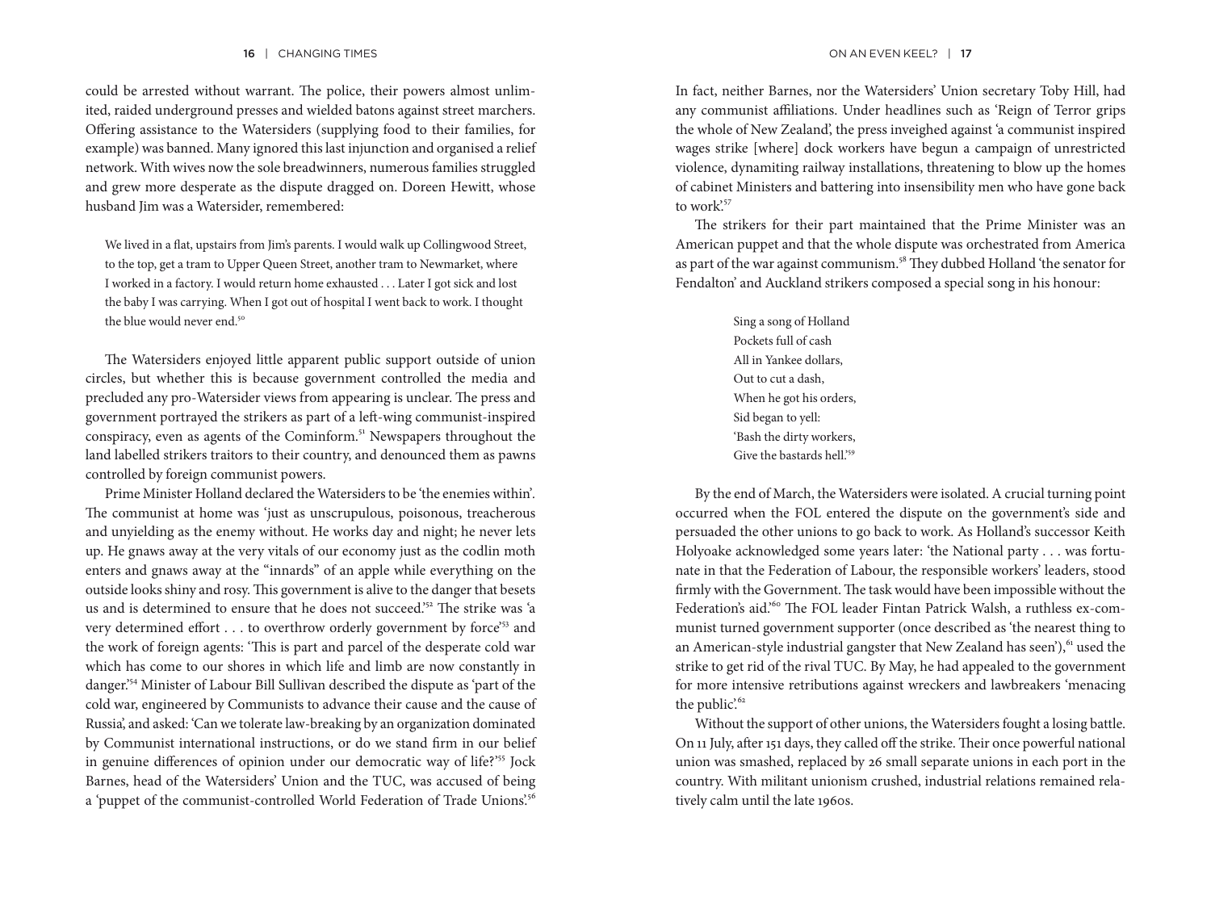could be arrested without warrant. The police, their powers almost unlimited, raided underground presses and wielded batons against street marchers. Offering assistance to the Watersiders (supplying food to their families, for example) was banned. Many ignored this last injunction and organised a relief network. With wives now the sole breadwinners, numerous families struggled and grew more desperate as the dispute dragged on. Doreen Hewitt, whose husband Jim was a Watersider, remembered:

> We lived in a flat, upstairs from Jim's parents. I would walk up Collingwood Street, to the top, get a tram to Upper Queen Street, another tram to Newmarket, where I worked in a factory. I would return home exhausted . . . Later I got sick and lost the baby I was carrying. When I got out of hospital I went back to work. I thought the blue would never end.[50]

The Watersiders enjoyed little apparent public support outside of union circles, but whether this is because government controlled the media and precluded any pro-Watersider views from appearing is unclear. The press and government portrayed the strikers as part of a left-wing communist-inspired conspiracy, even as agents of the Cominform.[51] Newspapers throughout the land labelled strikers traitors to their country, and denounced them as pawns controlled by foreign communist powers.

Prime Minister Holland declared the Watersiders to be 'the enemies within'. The communist at home was 'just as unscrupulous, poisonous, treacherous and unyielding as the enemy without. He works day and night; he never lets up. He gnaws away at the very vitals of our economy just as the codlin moth enters and gnaws away at the "innards" of an apple while everything on the outside looks shiny and rosy. This government is alive to the danger that besets us and is determined to ensure that he does not succeed.'[52] The strike was 'a very determined effort . . . to overthrow orderly government by force'[53] and the work of foreign agents: 'This is part and parcel of the desperate cold war which has come to our shores in which life and limb are now constantly in danger.'[54] Minister of Labour Bill Sullivan described the dispute as 'part of the cold war, engineered by Communists to advance their cause and the cause of Russia', and asked: 'Can we tolerate law-breaking by an organization dominated by Communist international instructions, or do we stand firm in our belief in genuine differences of opinion under our democratic way of life?'[55] Jock Barnes, head of the Watersiders' Union and the TUC, was accused of being a 'puppet of the communist-controlled World Federation of Trade Unions'.[56]

In fact, neither Barnes, nor the Watersiders' Union secretary Toby Hill, had any communist affiliations. Under headlines such as 'Reign of Terror grips the whole of New Zealand', the press inveighed against 'a communist inspired wages strike [where] dock workers have begun a campaign of unrestricted violence, dynamiting railway installations, threatening to blow up the homes of cabinet Ministers and battering into insensibility men who have gone back to work'.[57]

The strikers for their part maintained that the Prime Minister was an American puppet and that the whole dispute was orchestrated from America as part of the war against communism.[58] They dubbed Holland 'the senator for Fendalton' and Auckland strikers composed a special song in his honour:

> Sing a song of Holland
> Pockets full of cash
> All in Yankee dollars,
> Out to cut a dash,
> When he got his orders,
> Sid began to yell:
> 'Bash the dirty workers,
> Give the bastards hell.'[59]

By the end of March, the Watersiders were isolated. A crucial turning point occurred when the FOL entered the dispute on the government's side and persuaded the other unions to go back to work. As Holland's successor Keith Holyoake acknowledged some years later: 'the National party . . . was fortunate in that the Federation of Labour, the responsible workers' leaders, stood firmly with the Government. The task would have been impossible without the Federation's aid.'[60] The FOL leader Fintan Patrick Walsh, a ruthless ex-communist turned government supporter (once described as 'the nearest thing to an American-style industrial gangster that New Zealand has seen'),[61] used the strike to get rid of the rival TUC. By May, he had appealed to the government for more intensive retributions against wreckers and lawbreakers 'menacing the public'.[62]

Without the support of other unions, the Watersiders fought a losing battle. On 11 July, after 151 days, they called off the strike. Their once powerful national union was smashed, replaced by 26 small separate unions in each port in the country. With militant unionism crushed, industrial relations remained relatively calm until the late 1960s.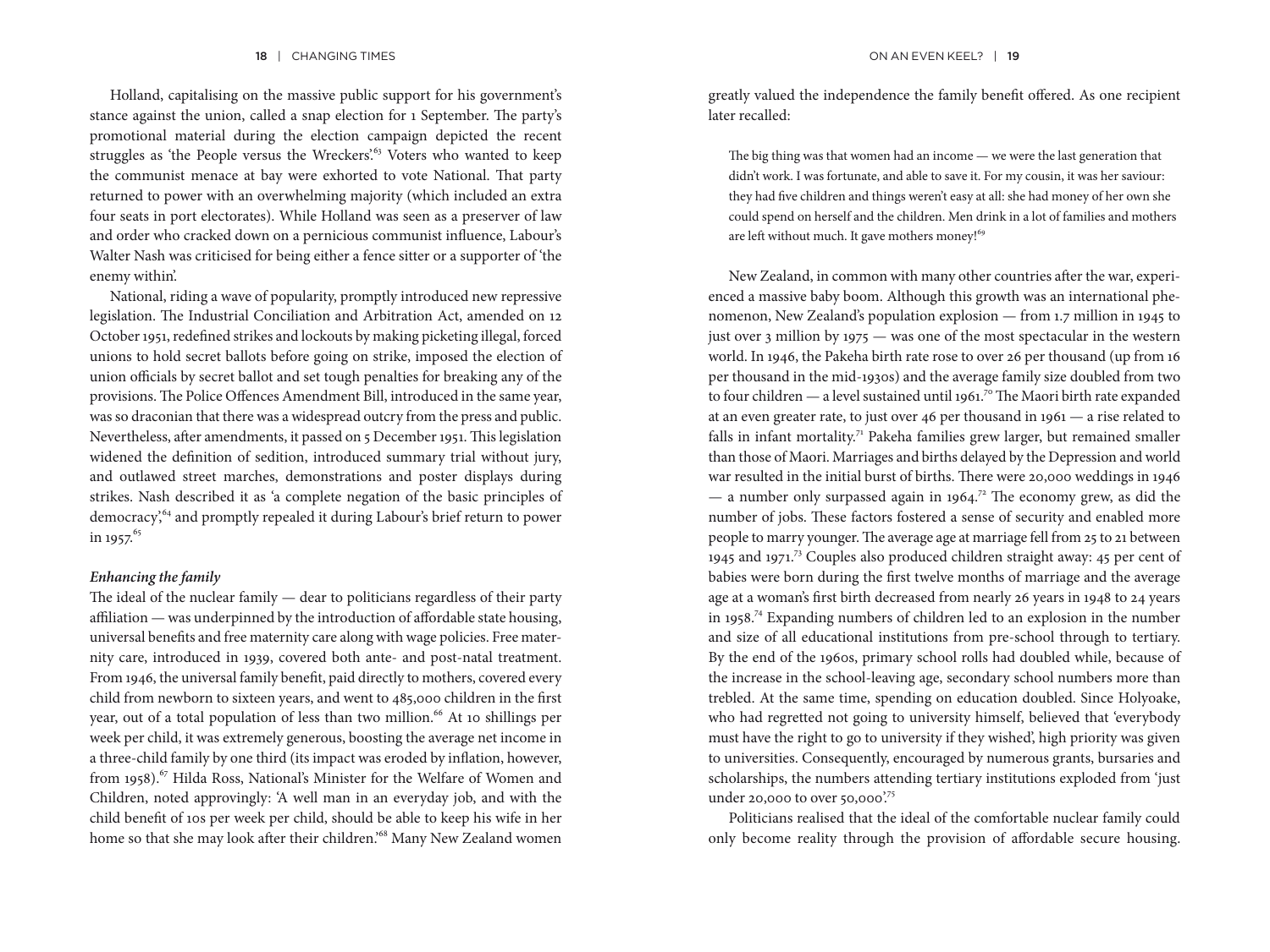Holland, capitalising on the massive public support for his government's stance against the union, called a snap election for 1 September. The party's promotional material during the election campaign depicted the recent struggles as 'the People versus the Wreckers'.[63] Voters who wanted to keep the communist menace at bay were exhorted to vote National. That party returned to power with an overwhelming majority (which included an extra four seats in port electorates). While Holland was seen as a preserver of law and order who cracked down on a pernicious communist influence, Labour's Walter Nash was criticised for being either a fence sitter or a supporter of 'the enemy within'.

National, riding a wave of popularity, promptly introduced new repressive legislation. The Industrial Conciliation and Arbitration Act, amended on 12 October 1951, redefined strikes and lockouts by making picketing illegal, forced unions to hold secret ballots before going on strike, imposed the election of union officials by secret ballot and set tough penalties for breaking any of the provisions. The Police Offences Amendment Bill, introduced in the same year, was so draconian that there was a widespread outcry from the press and public. Nevertheless, after amendments, it passed on 5 December 1951. This legislation widened the definition of sedition, introduced summary trial without jury, and outlawed street marches, demonstrations and poster displays during strikes. Nash described it as 'a complete negation of the basic principles of democracy',[64] and promptly repealed it during Labour's brief return to power in 1957.[65]

### *Enhancing the family*

The ideal of the nuclear family — dear to politicians regardless of their party affiliation — was underpinned by the introduction of affordable state housing, universal benefits and free maternity care along with wage policies. Free maternity care, introduced in 1939, covered both ante- and post-natal treatment. From 1946, the universal family benefit, paid directly to mothers, covered every child from newborn to sixteen years, and went to 485,000 children in the first year, out of a total population of less than two million.[66] At 10 shillings per week per child, it was extremely generous, boosting the average net income in a three-child family by one third (its impact was eroded by inflation, however, from 1958).[67] Hilda Ross, National's Minister for the Welfare of Women and Children, noted approvingly: 'A well man in an everyday job, and with the child benefit of 10s per week per child, should be able to keep his wife in her home so that she may look after their children.'[68] Many New Zealand women greatly valued the independence the family benefit offered. As one recipient later recalled:

> The big thing was that women had an income — we were the last generation that didn't work. I was fortunate, and able to save it. For my cousin, it was her saviour: they had five children and things weren't easy at all: she had money of her own she could spend on herself and the children. Men drink in a lot of families and mothers are left without much. It gave mothers money![69]

New Zealand, in common with many other countries after the war, experienced a massive baby boom. Although this growth was an international phenomenon, New Zealand's population explosion — from 1.7 million in 1945 to just over 3 million by 1975 — was one of the most spectacular in the western world. In 1946, the Pakeha birth rate rose to over 26 per thousand (up from 16 per thousand in the mid-1930s) and the average family size doubled from two to four children — a level sustained until 1961.[70] The Maori birth rate expanded at an even greater rate, to just over 46 per thousand in 1961 — a rise related to falls in infant mortality.[71] Pakeha families grew larger, but remained smaller than those of Maori. Marriages and births delayed by the Depression and world war resulted in the initial burst of births. There were 20,000 weddings in 1946 — a number only surpassed again in 1964.[72] The economy grew, as did the number of jobs. These factors fostered a sense of security and enabled more people to marry younger. The average age at marriage fell from 25 to 21 between 1945 and 1971.[73] Couples also produced children straight away: 45 per cent of babies were born during the first twelve months of marriage and the average age at a woman's first birth decreased from nearly 26 years in 1948 to 24 years in 1958.[74] Expanding numbers of children led to an explosion in the number and size of all educational institutions from pre-school through to tertiary. By the end of the 1960s, primary school rolls had doubled while, because of the increase in the school-leaving age, secondary school numbers more than trebled. At the same time, spending on education doubled. Since Holyoake, who had regretted not going to university himself, believed that 'everybody must have the right to go to university if they wished', high priority was given to universities. Consequently, encouraged by numerous grants, bursaries and scholarships, the numbers attending tertiary institutions exploded from 'just under 20,000 to over 50,000'.[75]

Politicians realised that the ideal of the comfortable nuclear family could only become reality through the provision of affordable secure housing.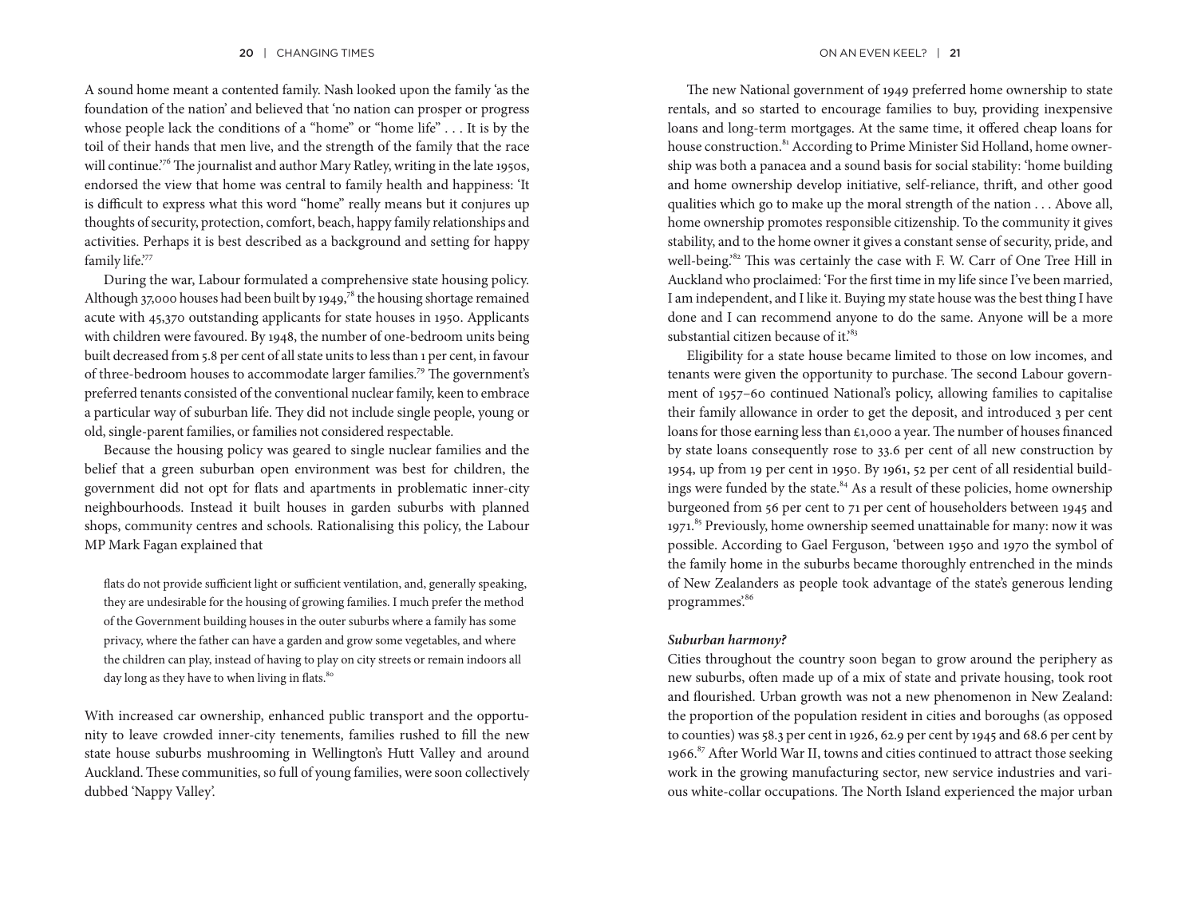A sound home meant a contented family. Nash looked upon the family 'as the foundation of the nation' and believed that 'no nation can prosper or progress whose people lack the conditions of a "home" or "home life" . . . It is by the toil of their hands that men live, and the strength of the family that the race will continue.'[76] The journalist and author Mary Ratley, writing in the late 1950s, endorsed the view that home was central to family health and happiness: 'It is difficult to express what this word "home" really means but it conjures up thoughts of security, protection, comfort, beach, happy family relationships and activities. Perhaps it is best described as a background and setting for happy family life.'[77]

During the war, Labour formulated a comprehensive state housing policy. Although 37,000 houses had been built by 1949,[78] the housing shortage remained acute with 45,370 outstanding applicants for state houses in 1950. Applicants with children were favoured. By 1948, the number of one-bedroom units being built decreased from 5.8 per cent of all state units to less than 1 per cent, in favour of three-bedroom houses to accommodate larger families.[79] The government's preferred tenants consisted of the conventional nuclear family, keen to embrace a particular way of suburban life. They did not include single people, young or old, single-parent families, or families not considered respectable.

Because the housing policy was geared to single nuclear families and the belief that a green suburban open environment was best for children, the government did not opt for flats and apartments in problematic inner-city neighbourhoods. Instead it built houses in garden suburbs with planned shops, community centres and schools. Rationalising this policy, the Labour MP Mark Fagan explained that

> flats do not provide sufficient light or sufficient ventilation, and, generally speaking, they are undesirable for the housing of growing families. I much prefer the method of the Government building houses in the outer suburbs where a family has some privacy, where the father can have a garden and grow some vegetables, and where the children can play, instead of having to play on city streets or remain indoors all day long as they have to when living in flats.[80]

With increased car ownership, enhanced public transport and the opportunity to leave crowded inner-city tenements, families rushed to fill the new state house suburbs mushrooming in Wellington's Hutt Valley and around Auckland. These communities, so full of young families, were soon collectively dubbed 'Nappy Valley'.

The new National government of 1949 preferred home ownership to state rentals, and so started to encourage families to buy, providing inexpensive loans and long-term mortgages. At the same time, it offered cheap loans for house construction.[81] According to Prime Minister Sid Holland, home ownership was both a panacea and a sound basis for social stability: 'home building and home ownership develop initiative, self-reliance, thrift, and other good qualities which go to make up the moral strength of the nation . . . Above all, home ownership promotes responsible citizenship. To the community it gives stability, and to the home owner it gives a constant sense of security, pride, and well-being.'[82] This was certainly the case with F. W. Carr of One Tree Hill in Auckland who proclaimed: 'For the first time in my life since I've been married, I am independent, and I like it. Buying my state house was the best thing I have done and I can recommend anyone to do the same. Anyone will be a more substantial citizen because of it.'[83]

Eligibility for a state house became limited to those on low incomes, and tenants were given the opportunity to purchase. The second Labour government of 1957–60 continued National's policy, allowing families to capitalise their family allowance in order to get the deposit, and introduced 3 per cent loans for those earning less than £1,000 a year. The number of houses financed by state loans consequently rose to 33.6 per cent of all new construction by 1954, up from 19 per cent in 1950. By 1961, 52 per cent of all residential buildings were funded by the state.[84] As a result of these policies, home ownership burgeoned from 56 per cent to 71 per cent of householders between 1945 and 1971.[85] Previously, home ownership seemed unattainable for many: now it was possible. According to Gael Ferguson, 'between 1950 and 1970 the symbol of the family home in the suburbs became thoroughly entrenched in the minds of New Zealanders as people took advantage of the state's generous lending programmes.'[86]

### *Suburban harmony?*

Cities throughout the country soon began to grow around the periphery as new suburbs, often made up of a mix of state and private housing, took root and flourished. Urban growth was not a new phenomenon in New Zealand: the proportion of the population resident in cities and boroughs (as opposed to counties) was 58.3 per cent in 1926, 62.9 per cent by 1945 and 68.6 per cent by 1966.[87] After World War II, towns and cities continued to attract those seeking work in the growing manufacturing sector, new service industries and various white-collar occupations. The North Island experienced the major urban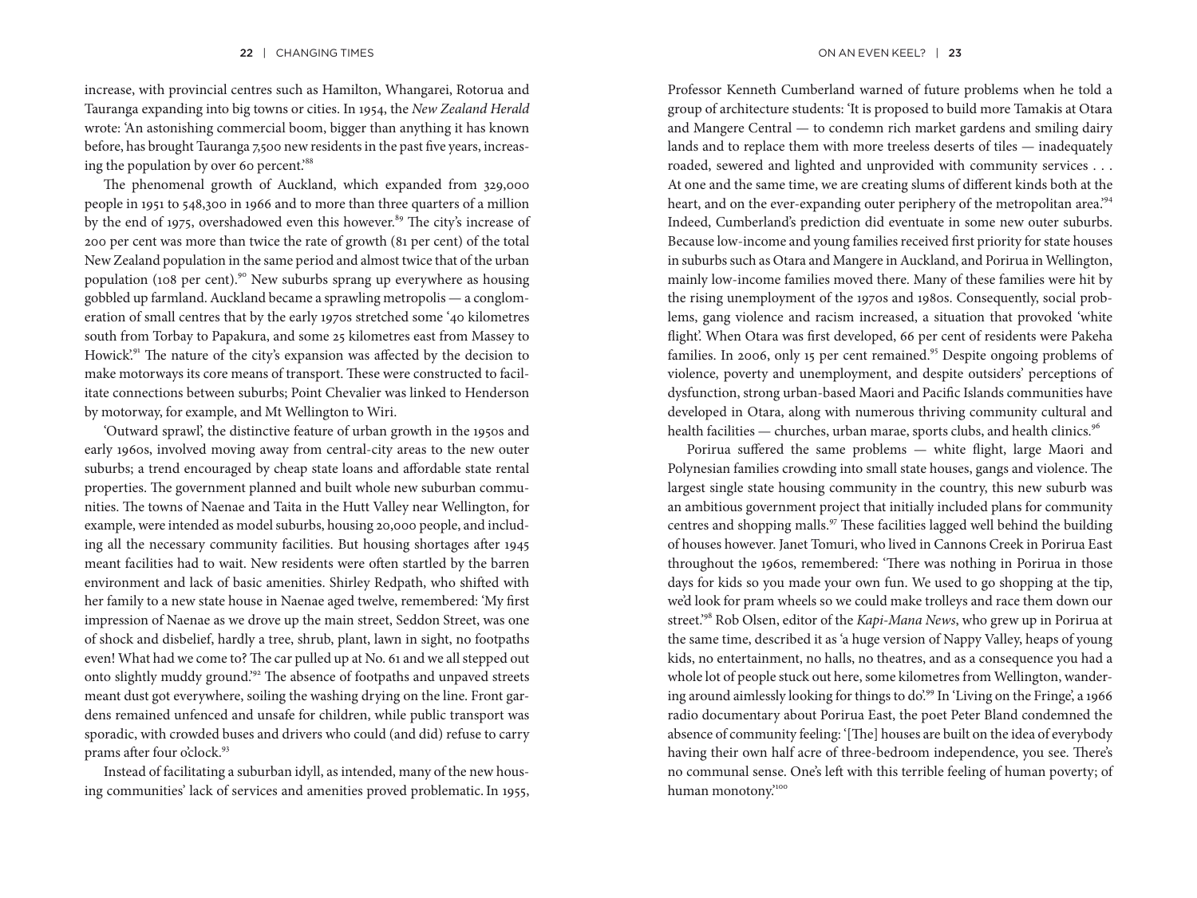increase, with provincial centres such as Hamilton, Whangarei, Rotorua and Tauranga expanding into big towns or cities. In 1954, the *New Zealand Herald* wrote: 'An astonishing commercial boom, bigger than anything it has known before, has brought Tauranga 7,500 new residents in the past five years, increasing the population by over 60 percent.'[88]

The phenomenal growth of Auckland, which expanded from 329,000 people in 1951 to 548,300 in 1966 and to more than three quarters of a million by the end of 1975, overshadowed even this however.[89] The city's increase of 200 per cent was more than twice the rate of growth (81 per cent) of the total New Zealand population in the same period and almost twice that of the urban population (108 per cent).[90] New suburbs sprang up everywhere as housing gobbled up farmland. Auckland became a sprawling metropolis — a conglomeration of small centres that by the early 1970s stretched some '40 kilometres south from Torbay to Papakura, and some 25 kilometres east from Massey to Howick'.[91] The nature of the city's expansion was affected by the decision to make motorways its core means of transport. These were constructed to facilitate connections between suburbs; Point Chevalier was linked to Henderson by motorway, for example, and Mt Wellington to Wiri.

'Outward sprawl', the distinctive feature of urban growth in the 1950s and early 1960s, involved moving away from central-city areas to the new outer suburbs; a trend encouraged by cheap state loans and affordable state rental properties. The government planned and built whole new suburban communities. The towns of Naenae and Taita in the Hutt Valley near Wellington, for example, were intended as model suburbs, housing 20,000 people, and including all the necessary community facilities. But housing shortages after 1945 meant facilities had to wait. New residents were often startled by the barren environment and lack of basic amenities. Shirley Redpath, who shifted with her family to a new state house in Naenae aged twelve, remembered: 'My first impression of Naenae as we drove up the main street, Seddon Street, was one of shock and disbelief, hardly a tree, shrub, plant, lawn in sight, no footpaths even! What had we come to? The car pulled up at No. 61 and we all stepped out onto slightly muddy ground.'[92] The absence of footpaths and unpaved streets meant dust got everywhere, soiling the washing drying on the line. Front gardens remained unfenced and unsafe for children, while public transport was sporadic, with crowded buses and drivers who could (and did) refuse to carry prams after four o'clock.[93]

Instead of facilitating a suburban idyll, as intended, many of the new housing communities' lack of services and amenities proved problematic. In 1955, Professor Kenneth Cumberland warned of future problems when he told a group of architecture students: 'It is proposed to build more Tamakis at Otara and Mangere Central — to condemn rich market gardens and smiling dairy lands and to replace them with more treeless deserts of tiles — inadequately roaded, sewered and lighted and unprovided with community services . . . At one and the same time, we are creating slums of different kinds both at the heart, and on the ever-expanding outer periphery of the metropolitan area.'[94] Indeed, Cumberland's prediction did eventuate in some new outer suburbs. Because low-income and young families received first priority for state houses in suburbs such as Otara and Mangere in Auckland, and Porirua in Wellington, mainly low-income families moved there. Many of these families were hit by the rising unemployment of the 1970s and 1980s. Consequently, social problems, gang violence and racism increased, a situation that provoked 'white flight'. When Otara was first developed, 66 per cent of residents were Pakeha families. In 2006, only 15 per cent remained.[95] Despite ongoing problems of violence, poverty and unemployment, and despite outsiders' perceptions of dysfunction, strong urban-based Maori and Pacific Islands communities have developed in Otara, along with numerous thriving community cultural and health facilities — churches, urban marae, sports clubs, and health clinics.[96]

Porirua suffered the same problems — white flight, large Maori and Polynesian families crowding into small state houses, gangs and violence. The largest single state housing community in the country, this new suburb was an ambitious government project that initially included plans for community centres and shopping malls.[97] These facilities lagged well behind the building of houses however. Janet Tomuri, who lived in Cannons Creek in Porirua East throughout the 1960s, remembered: 'There was nothing in Porirua in those days for kids so you made your own fun. We used to go shopping at the tip, we'd look for pram wheels so we could make trolleys and race them down our street.'[98] Rob Olsen, editor of the *Kapi-Mana News*, who grew up in Porirua at the same time, described it as 'a huge version of Nappy Valley, heaps of young kids, no entertainment, no halls, no theatres, and as a consequence you had a whole lot of people stuck out here, some kilometres from Wellington, wandering around aimlessly looking for things to do'.[99] In 'Living on the Fringe', a 1966 radio documentary about Porirua East, the poet Peter Bland condemned the absence of community feeling: '[The] houses are built on the idea of everybody having their own half acre of three-bedroom independence, you see. There's no communal sense. One's left with this terrible feeling of human poverty; of human monotony.'[100]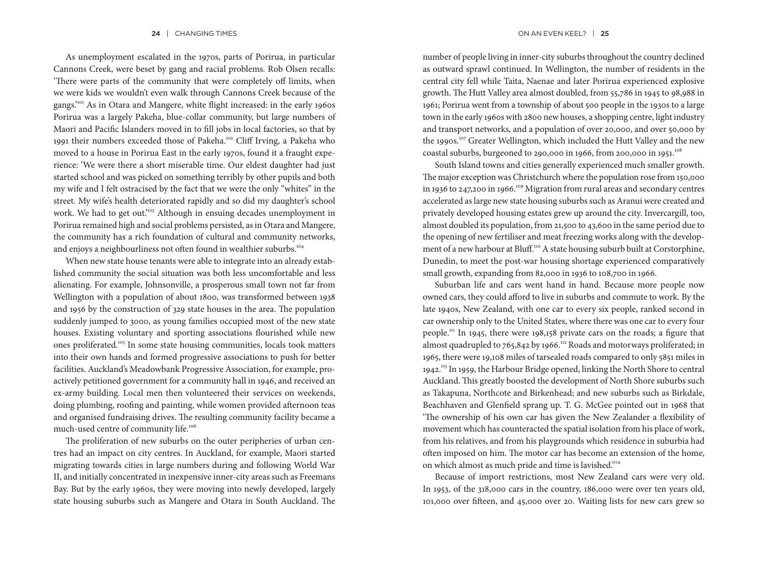As unemployment escalated in the 1970s, parts of Porirua, in particular Cannons Creek, were beset by gang and racial problems. Rob Olsen recalls: 'There were parts of the community that were completely off limits, when we were kids we wouldn't even walk through Cannons Creek because of the gangs.'[101] As in Otara and Mangere, white flight increased: in the early 1960s Porirua was a largely Pakeha, blue-collar community, but large numbers of Maori and Pacific Islanders moved in to fill jobs in local factories, so that by 1991 their numbers exceeded those of Pakeha.[102] Cliff Irving, a Pakeha who moved to a house in Porirua East in the early 1970s, found it a fraught experience: 'We were there a short miserable time. Our eldest daughter had just started school and was picked on something terribly by other pupils and both my wife and I felt ostracised by the fact that we were the only "whites" in the street. My wife's health deteriorated rapidly and so did my daughter's school work. We had to get out.'[103] Although in ensuing decades unemployment in Porirua remained high and social problems persisted, as in Otara and Mangere, the community has a rich foundation of cultural and community networks, and enjoys a neighbourliness not often found in wealthier suburbs.[104]

When new state house tenants were able to integrate into an already established community the social situation was both less uncomfortable and less alienating. For example, Johnsonville, a prosperous small town not far from Wellington with a population of about 1800, was transformed between 1938 and 1956 by the construction of 329 state houses in the area. The population suddenly jumped to 3000, as young families occupied most of the new state houses. Existing voluntary and sporting associations flourished while new ones proliferated.[105] In some state housing communities, locals took matters into their own hands and formed progressive associations to push for better facilities. Auckland's Meadowbank Progressive Association, for example, proactively petitioned government for a community hall in 1946, and received an ex-army building. Local men then volunteered their services on weekends, doing plumbing, roofing and painting, while women provided afternoon teas and organised fundraising drives. The resulting community facility became a much-used centre of community life.[106]

The proliferation of new suburbs on the outer peripheries of urban centres had an impact on city centres. In Auckland, for example, Maori started migrating towards cities in large numbers during and following World War II, and initially concentrated in inexpensive inner-city areas such as Freemans Bay. But by the early 1960s, they were moving into newly developed, largely state housing suburbs such as Mangere and Otara in South Auckland. The number of people living in inner-city suburbs throughout the country declined as outward sprawl continued. In Wellington, the number of residents in the central city fell while Taita, Naenae and later Porirua experienced explosive growth. The Hutt Valley area almost doubled, from 55,786 in 1945 to 98,988 in 1961; Porirua went from a township of about 500 people in the 1930s to a large town in the early 1960s with 2800 new houses, a shopping centre, light industry and transport networks, and a population of over 20,000, and over 50,000 by the 1990s.[107] Greater Wellington, which included the Hutt Valley and the new coastal suburbs, burgeoned to 290,000 in 1966, from 200,000 in 1951.[108]

South Island towns and cities generally experienced much smaller growth. The major exception was Christchurch where the population rose from 150,000 in 1936 to 247,200 in 1966.[109] Migration from rural areas and secondary centres accelerated as large new state housing suburbs such as Aranui were created and privately developed housing estates grew up around the city. Invercargill, too, almost doubled its population, from 21,500 to 43,600 in the same period due to the opening of new fertiliser and meat freezing works along with the development of a new harbour at Bluff.[110] A state housing suburb built at Corstorphine, Dunedin, to meet the post-war housing shortage experienced comparatively small growth, expanding from 82,000 in 1936 to 108,700 in 1966.

Suburban life and cars went hand in hand. Because more people now owned cars, they could afford to live in suburbs and commute to work. By the late 1940s, New Zealand, with one car to every six people, ranked second in car ownership only to the United States, where there was one car to every four people.[111] In 1945, there were 198,158 private cars on the roads; a figure that almost quadrupled to 765,842 by 1966.[112] Roads and motorways proliferated; in 1965, there were 19,108 miles of tarsealed roads compared to only 5851 miles in 1942.[113] In 1959, the Harbour Bridge opened, linking the North Shore to central Auckland. This greatly boosted the development of North Shore suburbs such as Takapuna, Northcote and Birkenhead; and new suburbs such as Birkdale, Beachhaven and Glenfield sprang up. T. G. McGee pointed out in 1968 that 'The ownership of his own car has given the New Zealander a flexibility of movement which has counteracted the spatial isolation from his place of work, from his relatives, and from his playgrounds which residence in suburbia had often imposed on him. The motor car has become an extension of the home, on which almost as much pride and time is lavished.'[114]

Because of import restrictions, most New Zealand cars were very old. In 1953, of the 318,000 cars in the country, 186,000 were over ten years old, 101,000 over fifteen, and 45,000 over 20. Waiting lists for new cars grew so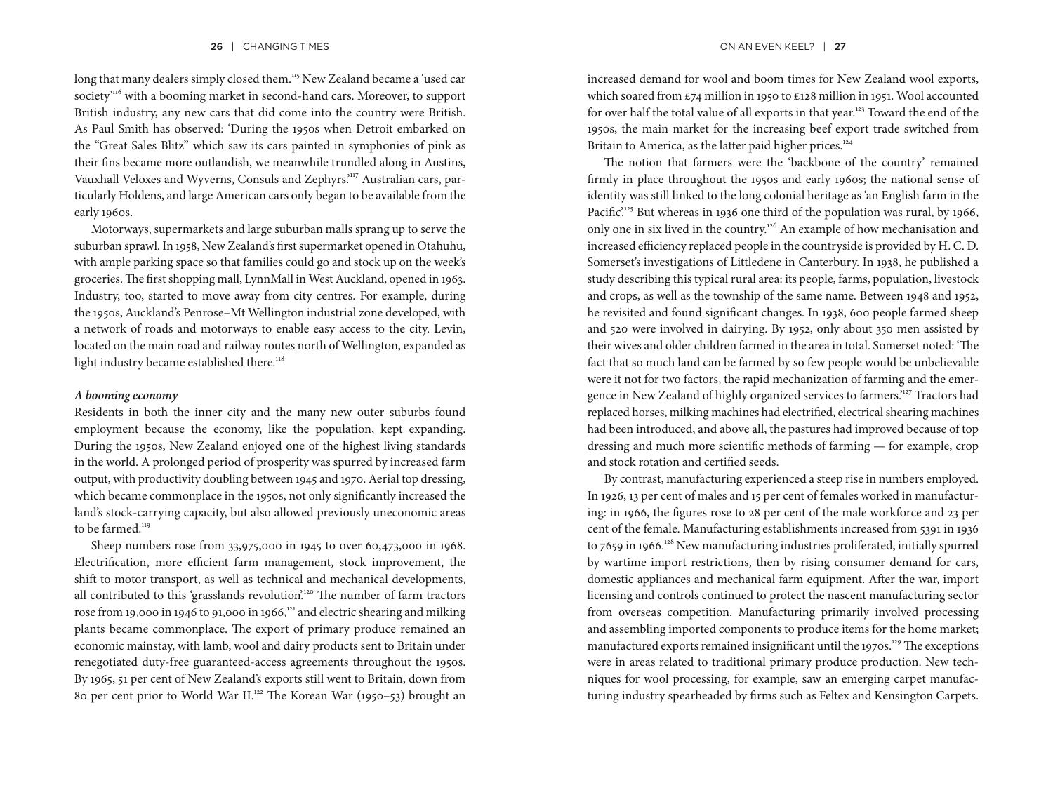long that many dealers simply closed them.[115] New Zealand became a 'used car society'[116] with a booming market in second-hand cars. Moreover, to support British industry, any new cars that did come into the country were British. As Paul Smith has observed: 'During the 1950s when Detroit embarked on the "Great Sales Blitz" which saw its cars painted in symphonies of pink as their fins became more outlandish, we meanwhile trundled along in Austins, Vauxhall Veloxes and Wyverns, Consuls and Zephyrs.'[117] Australian cars, particularly Holdens, and large American cars only began to be available from the early 1960s.

Motorways, supermarkets and large suburban malls sprang up to serve the suburban sprawl. In 1958, New Zealand's first supermarket opened in Otahuhu, with ample parking space so that families could go and stock up on the week's groceries. The first shopping mall, LynnMall in West Auckland, opened in 1963. Industry, too, started to move away from city centres. For example, during the 1950s, Auckland's Penrose–Mt Wellington industrial zone developed, with a network of roads and motorways to enable easy access to the city. Levin, located on the main road and railway routes north of Wellington, expanded as light industry became established there.[118]

### *A booming economy*

Residents in both the inner city and the many new outer suburbs found employment because the economy, like the population, kept expanding. During the 1950s, New Zealand enjoyed one of the highest living standards in the world. A prolonged period of prosperity was spurred by increased farm output, with productivity doubling between 1945 and 1970. Aerial top dressing, which became commonplace in the 1950s, not only significantly increased the land's stock-carrying capacity, but also allowed previously uneconomic areas to be farmed.[119]

Sheep numbers rose from 33,975,000 in 1945 to over 60,473,000 in 1968. Electrification, more efficient farm management, stock improvement, the shift to motor transport, as well as technical and mechanical developments, all contributed to this 'grasslands revolution'.[120] The number of farm tractors rose from 19,000 in 1946 to 91,000 in 1966,[121] and electric shearing and milking plants became commonplace. The export of primary produce remained an economic mainstay, with lamb, wool and dairy products sent to Britain under renegotiated duty-free guaranteed-access agreements throughout the 1950s. By 1965, 51 per cent of New Zealand's exports still went to Britain, down from 80 per cent prior to World War II.[122] The Korean War (1950–53) brought an increased demand for wool and boom times for New Zealand wool exports, which soared from £74 million in 1950 to £128 million in 1951. Wool accounted for over half the total value of all exports in that year.[123] Toward the end of the 1950s, the main market for the increasing beef export trade switched from Britain to America, as the latter paid higher prices.[124]

The notion that farmers were the 'backbone of the country' remained firmly in place throughout the 1950s and early 1960s; the national sense of identity was still linked to the long colonial heritage as 'an English farm in the Pacific'.[125] But whereas in 1936 one third of the population was rural, by 1966, only one in six lived in the country.[126] An example of how mechanisation and increased efficiency replaced people in the countryside is provided by H. C. D. Somerset's investigations of Littledene in Canterbury. In 1938, he published a study describing this typical rural area: its people, farms, population, livestock and crops, as well as the township of the same name. Between 1948 and 1952, he revisited and found significant changes. In 1938, 600 people farmed sheep and 520 were involved in dairying. By 1952, only about 350 men assisted by their wives and older children farmed in the area in total. Somerset noted: 'The fact that so much land can be farmed by so few people would be unbelievable were it not for two factors, the rapid mechanization of farming and the emergence in New Zealand of highly organized services to farmers.'[127] Tractors had replaced horses, milking machines had electrified, electrical shearing machines had been introduced, and above all, the pastures had improved because of top dressing and much more scientific methods of farming — for example, crop and stock rotation and certified seeds.

By contrast, manufacturing experienced a steep rise in numbers employed. In 1926, 13 per cent of males and 15 per cent of females worked in manufacturing: in 1966, the figures rose to 28 per cent of the male workforce and 23 per cent of the female. Manufacturing establishments increased from 5391 in 1936 to 7659 in 1966.[128] New manufacturing industries proliferated, initially spurred by wartime import restrictions, then by rising consumer demand for cars, domestic appliances and mechanical farm equipment. After the war, import licensing and controls continued to protect the nascent manufacturing sector from overseas competition. Manufacturing primarily involved processing and assembling imported components to produce items for the home market; manufactured exports remained insignificant until the 1970s.[129] The exceptions were in areas related to traditional primary produce production. New techniques for wool processing, for example, saw an emerging carpet manufacturing industry spearheaded by firms such as Feltex and Kensington Carpets.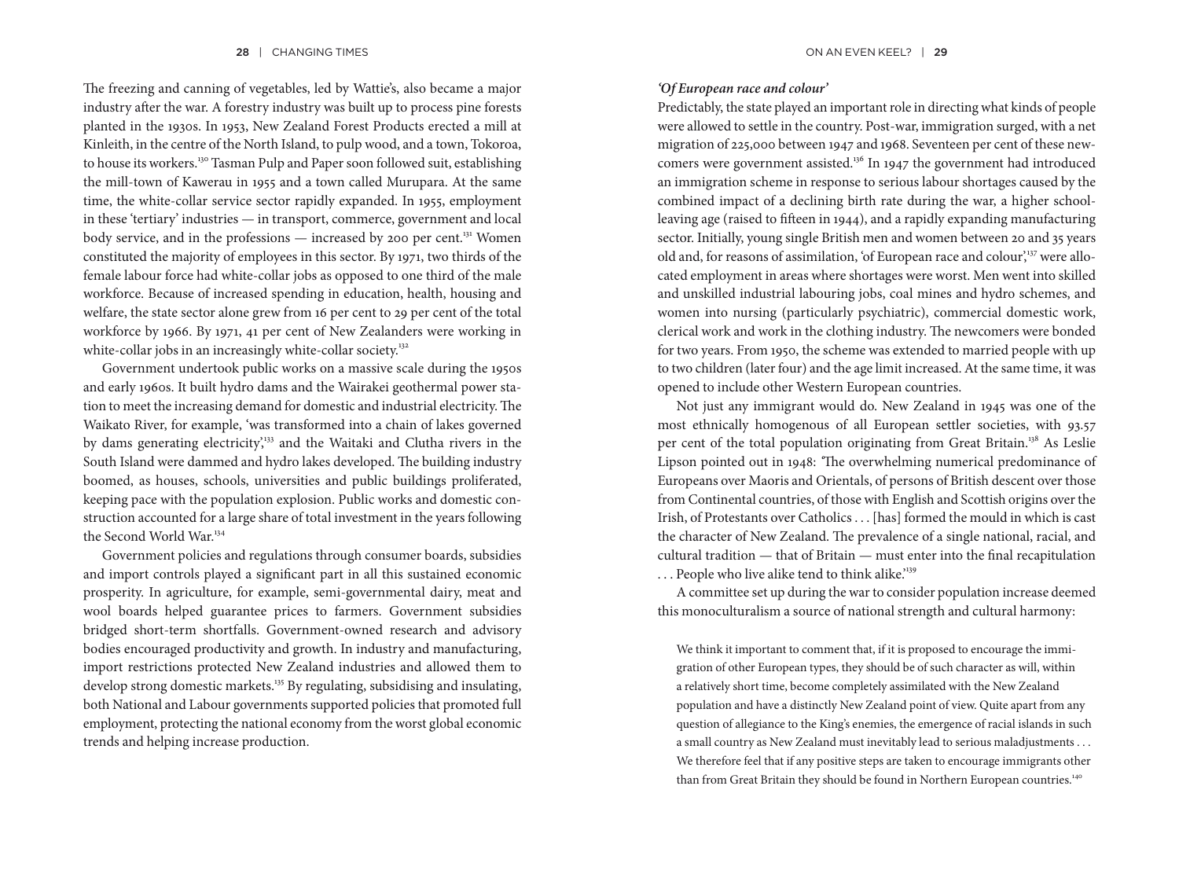The freezing and canning of vegetables, led by Wattie's, also became a major industry after the war. A forestry industry was built up to process pine forests planted in the 1930s. In 1953, New Zealand Forest Products erected a mill at Kinleith, in the centre of the North Island, to pulp wood, and a town, Tokoroa, to house its workers.[130] Tasman Pulp and Paper soon followed suit, establishing the mill-town of Kawerau in 1955 and a town called Murupara. At the same time, the white-collar service sector rapidly expanded. In 1955, employment in these 'tertiary' industries — in transport, commerce, government and local body service, and in the professions — increased by 200 per cent.[131] Women constituted the majority of employees in this sector. By 1971, two thirds of the female labour force had white-collar jobs as opposed to one third of the male workforce. Because of increased spending in education, health, housing and welfare, the state sector alone grew from 16 per cent to 29 per cent of the total workforce by 1966. By 1971, 41 per cent of New Zealanders were working in white-collar jobs in an increasingly white-collar society.[132]

Government undertook public works on a massive scale during the 1950s and early 1960s. It built hydro dams and the Wairakei geothermal power station to meet the increasing demand for domestic and industrial electricity. The Waikato River, for example, 'was transformed into a chain of lakes governed by dams generating electricity',[133] and the Waitaki and Clutha rivers in the South Island were dammed and hydro lakes developed. The building industry boomed, as houses, schools, universities and public buildings proliferated, keeping pace with the population explosion. Public works and domestic construction accounted for a large share of total investment in the years following the Second World War.[134]

Government policies and regulations through consumer boards, subsidies and import controls played a significant part in all this sustained economic prosperity. In agriculture, for example, semi-governmental dairy, meat and wool boards helped guarantee prices to farmers. Government subsidies bridged short-term shortfalls. Government-owned research and advisory bodies encouraged productivity and growth. In industry and manufacturing, import restrictions protected New Zealand industries and allowed them to develop strong domestic markets.[135] By regulating, subsidising and insulating, both National and Labour governments supported policies that promoted full employment, protecting the national economy from the worst global economic trends and helping increase production.

### *'Of European race and colour'*

Predictably, the state played an important role in directing what kinds of people were allowed to settle in the country. Post-war, immigration surged, with a net migration of 225,000 between 1947 and 1968. Seventeen per cent of these newcomers were government assisted.[136] In 1947 the government had introduced an immigration scheme in response to serious labour shortages caused by the combined impact of a declining birth rate during the war, a higher school-leaving age (raised to fifteen in 1944), and a rapidly expanding manufacturing sector. Initially, young single British men and women between 20 and 35 years old and, for reasons of assimilation, 'of European race and colour',[137] were allocated employment in areas where shortages were worst. Men went into skilled and unskilled industrial labouring jobs, coal mines and hydro schemes, and women into nursing (particularly psychiatric), commercial domestic work, clerical work and work in the clothing industry. The newcomers were bonded for two years. From 1950, the scheme was extended to married people with up to two children (later four) and the age limit increased. At the same time, it was opened to include other Western European countries.

Not just any immigrant would do. New Zealand in 1945 was one of the most ethnically homogenous of all European settler societies, with 93.57 per cent of the total population originating from Great Britain.[138] As Leslie Lipson pointed out in 1948: 'The overwhelming numerical predominance of Europeans over Maoris and Orientals, of persons of British descent over those from Continental countries, of those with English and Scottish origins over the Irish, of Protestants over Catholics . . . [has] formed the mould in which is cast the character of New Zealand. The prevalence of a single national, racial, and cultural tradition — that of Britain — must enter into the final recapitulation . . . People who live alike tend to think alike.'[139]

A committee set up during the war to consider population increase deemed this monoculturalism a source of national strength and cultural harmony:

> We think it important to comment that, if it is proposed to encourage the immigration of other European types, they should be of such character as will, within a relatively short time, become completely assimilated with the New Zealand population and have a distinctly New Zealand point of view. Quite apart from any question of allegiance to the King's enemies, the emergence of racial islands in such a small country as New Zealand must inevitably lead to serious maladjustments . . . We therefore feel that if any positive steps are taken to encourage immigrants other than from Great Britain they should be found in Northern European countries.[140]